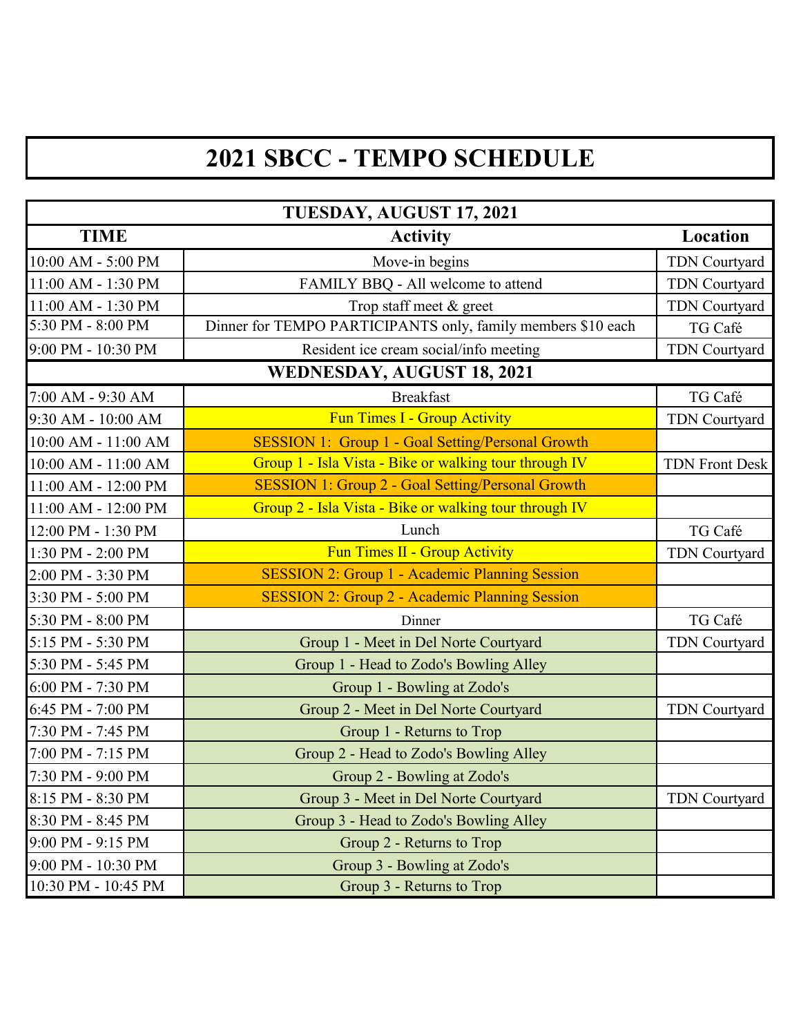# 2021 SBCC - TEMPO SCHEDULE

| TUESDAY, AUGUST 17, 2021 | | |
|---|---|---|
| **TIME** | **Activity** | **Location** |
| 10:00 AM - 5:00 PM | Move-in begins | TDN Courtyard |
| 11:00 AM - 1:30 PM | FAMILY BBQ - All welcome to attend | TDN Courtyard |
| 11:00 AM - 1:30 PM | Trop staff meet & greet | TDN Courtyard |
| 5:30 PM - 8:00 PM | Dinner for TEMPO PARTICIPANTS only, family members $10 each | TG Café |
| 9:00 PM - 10:30 PM | Resident ice cream social/info meeting | TDN Courtyard |
| **WEDNESDAY, AUGUST 18, 2021** | | |
| 7:00 AM - 9:30 AM | Breakfast | TG Café |
| 9:30 AM - 10:00 AM | Fun Times I - Group Activity | TDN Courtyard |
| 10:00 AM - 11:00 AM | SESSION 1: Group 1 - Goal Setting/Personal Growth | |
| 10:00 AM - 11:00 AM | Group 1 - Isla Vista - Bike or walking tour through IV | TDN Front Desk |
| 11:00 AM - 12:00 PM | SESSION 1: Group 2 - Goal Setting/Personal Growth | |
| 11:00 AM - 12:00 PM | Group 2 - Isla Vista - Bike or walking tour through IV | |
| 12:00 PM - 1:30 PM | Lunch | TG Café |
| 1:30 PM - 2:00 PM | Fun Times II - Group Activity | TDN Courtyard |
| 2:00 PM - 3:30 PM | SESSION 2: Group 1 - Academic Planning Session | |
| 3:30 PM - 5:00 PM | SESSION 2: Group 2 - Academic Planning Session | |
| 5:30 PM - 8:00 PM | Dinner | TG Café |
| 5:15 PM - 5:30 PM | Group 1 - Meet in Del Norte Courtyard | TDN Courtyard |
| 5:30 PM - 5:45 PM | Group 1 - Head to Zodo's Bowling Alley | |
| 6:00 PM - 7:30 PM | Group 1 - Bowling at Zodo's | |
| 6:45 PM - 7:00 PM | Group 2 - Meet in Del Norte Courtyard | TDN Courtyard |
| 7:30 PM - 7:45 PM | Group 1 - Returns to Trop | |
| 7:00 PM - 7:15 PM | Group 2 - Head to Zodo's Bowling Alley | |
| 7:30 PM - 9:00 PM | Group 2 - Bowling at Zodo's | |
| 8:15 PM - 8:30 PM | Group 3 - Meet in Del Norte Courtyard | TDN Courtyard |
| 8:30 PM - 8:45 PM | Group 3 - Head to Zodo's Bowling Alley | |
| 9:00 PM - 9:15 PM | Group 2 - Returns to Trop | |
| 9:00 PM - 10:30 PM | Group 3 - Bowling at Zodo's | |
| 10:30 PM - 10:45 PM | Group 3 - Returns to Trop | |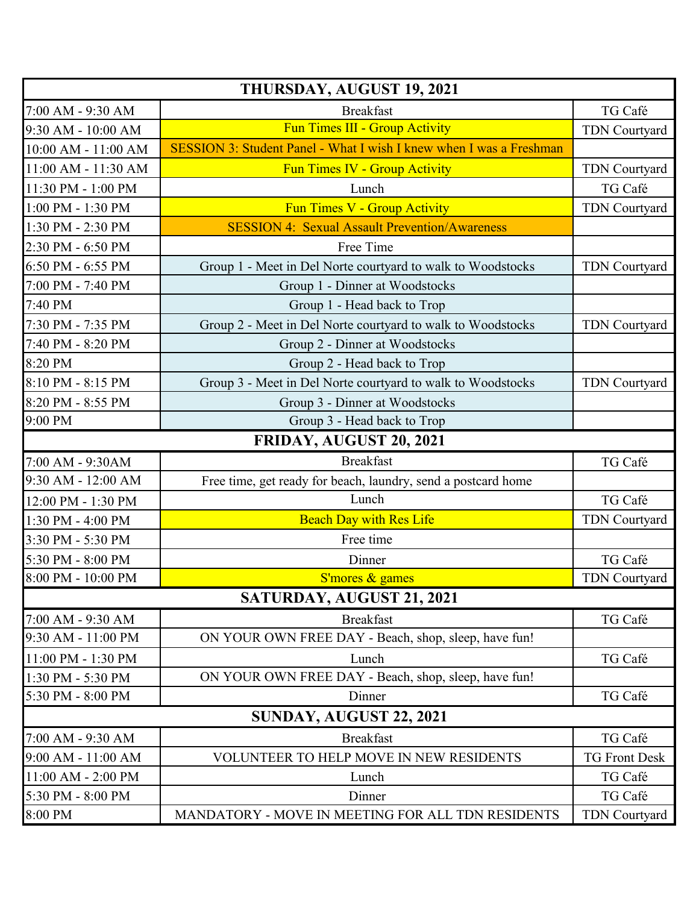| | | |
|---|---|---|
| **THURSDAY, AUGUST 19, 2021** | | |
| 7:00 AM - 9:30 AM | Breakfast | TG Café |
| 9:30 AM - 10:00 AM | Fun Times III - Group Activity | TDN Courtyard |
| 10:00 AM - 11:00 AM | SESSION 3: Student Panel - What I wish I knew when I was a Freshman | |
| 11:00 AM - 11:30 AM | Fun Times IV - Group Activity | TDN Courtyard |
| 11:30 PM - 1:00 PM | Lunch | TG Café |
| 1:00 PM - 1:30 PM | Fun Times V - Group Activity | TDN Courtyard |
| 1:30 PM - 2:30 PM | SESSION 4: Sexual Assault Prevention/Awareness | |
| 2:30 PM - 6:50 PM | Free Time | |
| 6:50 PM - 6:55 PM | Group 1 - Meet in Del Norte courtyard to walk to Woodstocks | TDN Courtyard |
| 7:00 PM - 7:40 PM | Group 1 - Dinner at Woodstocks | |
| 7:40 PM | Group 1 - Head back to Trop | |
| 7:30 PM - 7:35 PM | Group 2 - Meet in Del Norte courtyard to walk to Woodstocks | TDN Courtyard |
| 7:40 PM - 8:20 PM | Group 2 - Dinner at Woodstocks | |
| 8:20 PM | Group 2 - Head back to Trop | |
| 8:10 PM - 8:15 PM | Group 3 - Meet in Del Norte courtyard to walk to Woodstocks | TDN Courtyard |
| 8:20 PM - 8:55 PM | Group 3 - Dinner at Woodstocks | |
| 9:00 PM | Group 3 - Head back to Trop | |
| **FRIDAY, AUGUST 20, 2021** | | |
| 7:00 AM - 9:30AM | Breakfast | TG Café |
| 9:30 AM - 12:00 AM | Free time, get ready for beach, laundry, send a postcard home | |
| 12:00 PM - 1:30 PM | Lunch | TG Café |
| 1:30 PM - 4:00 PM | Beach Day with Res Life | TDN Courtyard |
| 3:30 PM - 5:30 PM | Free time | |
| 5:30 PM - 8:00 PM | Dinner | TG Café |
| 8:00 PM - 10:00 PM | S'mores & games | TDN Courtyard |
| **SATURDAY, AUGUST 21, 2021** | | |
| 7:00 AM - 9:30 AM | Breakfast | TG Café |
| 9:30 AM - 11:00 PM | ON YOUR OWN FREE DAY - Beach, shop, sleep, have fun! | |
| 11:00 PM - 1:30 PM | Lunch | TG Café |
| 1:30 PM - 5:30 PM | ON YOUR OWN FREE DAY - Beach, shop, sleep, have fun! | |
| 5:30 PM - 8:00 PM | Dinner | TG Café |
| **SUNDAY, AUGUST 22, 2021** | | |
| 7:00 AM - 9:30 AM | Breakfast | TG Café |
| 9:00 AM - 11:00 AM | VOLUNTEER TO HELP MOVE IN NEW RESIDENTS | TG Front Desk |
| 11:00 AM - 2:00 PM | Lunch | TG Café |
| 5:30 PM - 8:00 PM | Dinner | TG Café |
| 8:00 PM | MANDATORY - MOVE IN MEETING FOR ALL TDN RESIDENTS | TDN Courtyard |